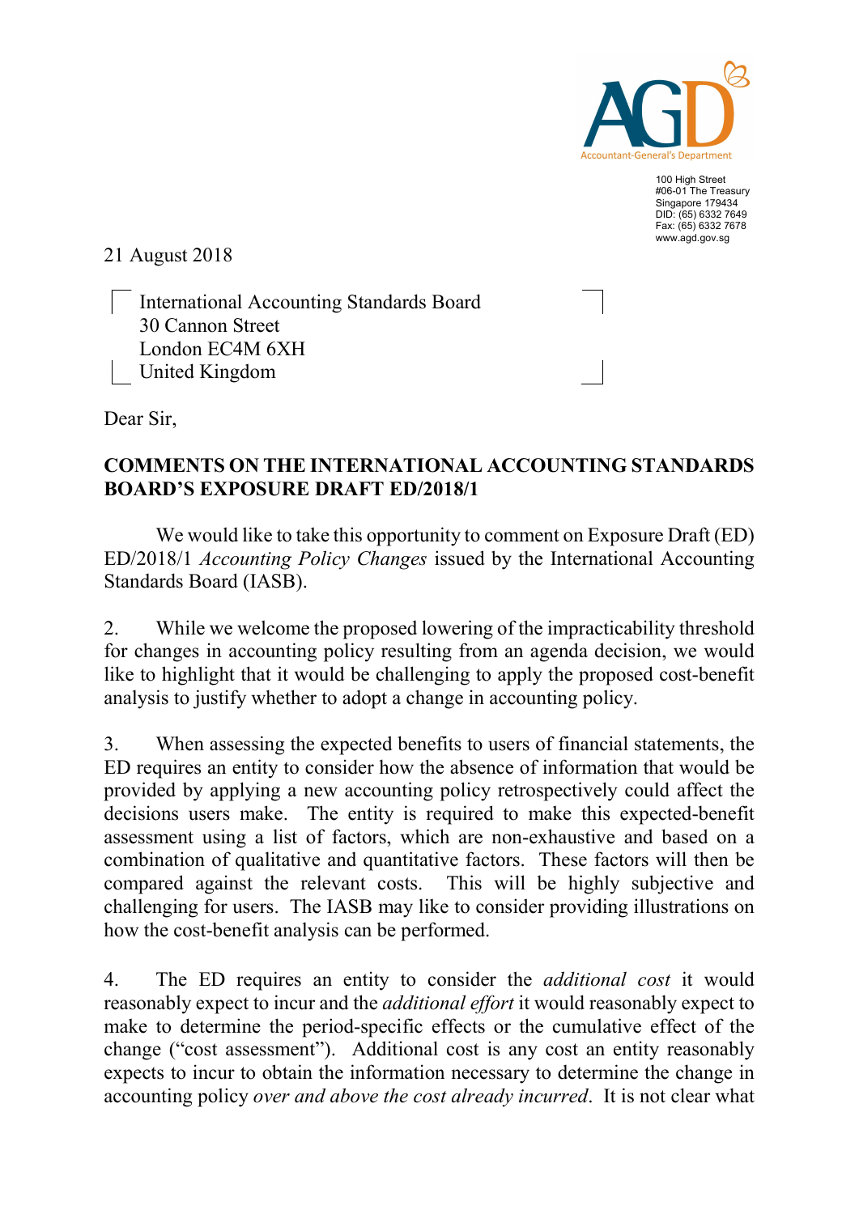Accountant-General's Department

100 High Street
#06-01 The Treasury
Singapore 179434
DID: (65) 6332 7649
Fax: (65) 6332 7678
www.agd.gov.sg

21 August 2018

International Accounting Standards Board
30 Cannon Street
London EC4M 6XH
United Kingdom

Dear Sir,

**COMMENTS ON THE INTERNATIONAL ACCOUNTING STANDARDS BOARD'S EXPOSURE DRAFT ED/2018/1**

We would like to take this opportunity to comment on Exposure Draft (ED) ED/2018/1 *Accounting Policy Changes* issued by the International Accounting Standards Board (IASB).

2. While we welcome the proposed lowering of the impracticability threshold for changes in accounting policy resulting from an agenda decision, we would like to highlight that it would be challenging to apply the proposed cost-benefit analysis to justify whether to adopt a change in accounting policy.

3. When assessing the expected benefits to users of financial statements, the ED requires an entity to consider how the absence of information that would be provided by applying a new accounting policy retrospectively could affect the decisions users make. The entity is required to make this expected-benefit assessment using a list of factors, which are non-exhaustive and based on a combination of qualitative and quantitative factors. These factors will then be compared against the relevant costs. This will be highly subjective and challenging for users. The IASB may like to consider providing illustrations on how the cost-benefit analysis can be performed.

4. The ED requires an entity to consider the *additional cost* it would reasonably expect to incur and the *additional effort* it would reasonably expect to make to determine the period-specific effects or the cumulative effect of the change ("cost assessment"). Additional cost is any cost an entity reasonably expects to incur to obtain the information necessary to determine the change in accounting policy *over and above the cost already incurred*. It is not clear what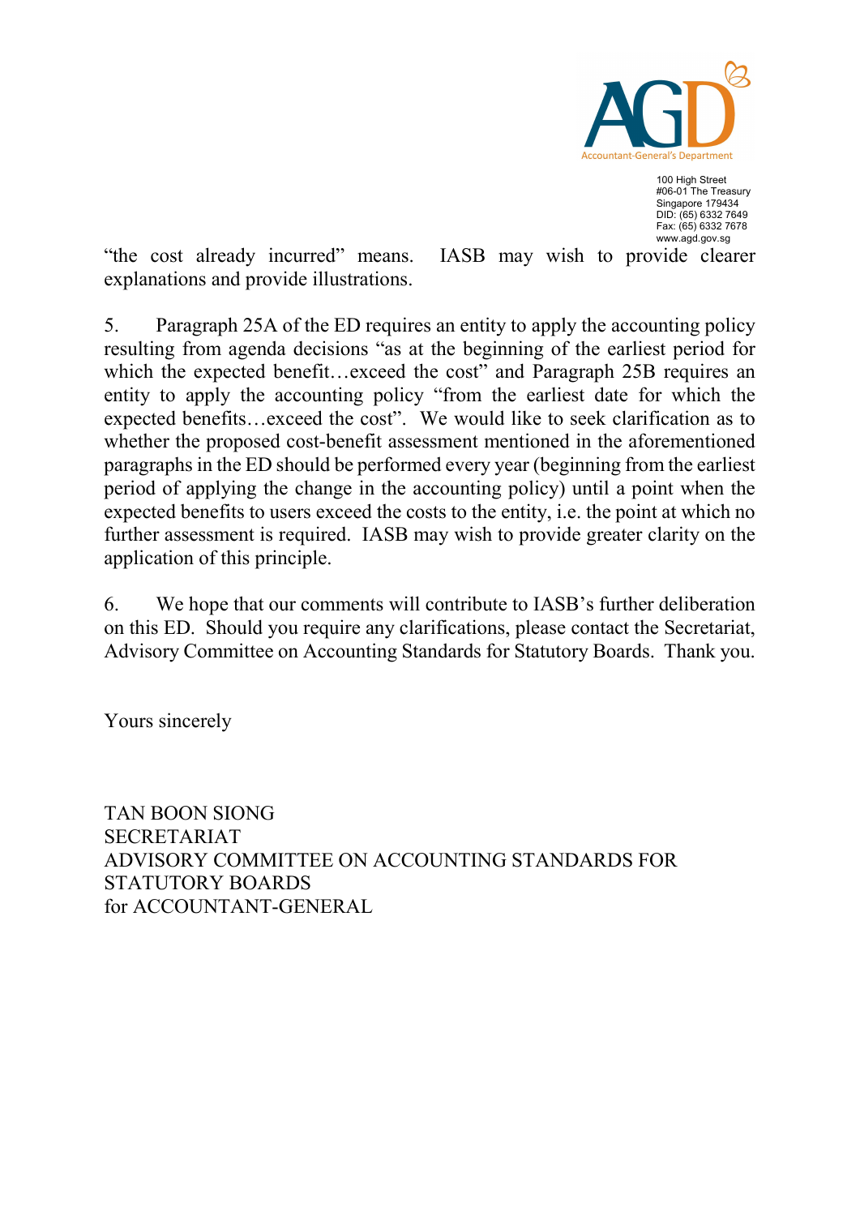"the cost already incurred" means. IASB may wish to provide clearer explanations and provide illustrations.

5. Paragraph 25A of the ED requires an entity to apply the accounting policy resulting from agenda decisions "as at the beginning of the earliest period for which the expected benefit…exceed the cost" and Paragraph 25B requires an entity to apply the accounting policy "from the earliest date for which the expected benefits…exceed the cost". We would like to seek clarification as to whether the proposed cost-benefit assessment mentioned in the aforementioned paragraphs in the ED should be performed every year (beginning from the earliest period of applying the change in the accounting policy) until a point when the expected benefits to users exceed the costs to the entity, i.e. the point at which no further assessment is required. IASB may wish to provide greater clarity on the application of this principle.

6. We hope that our comments will contribute to IASB's further deliberation on this ED. Should you require any clarifications, please contact the Secretariat, Advisory Committee on Accounting Standards for Statutory Boards. Thank you.

Yours sincerely

TAN BOON SIONG
SECRETARIAT
ADVISORY COMMITTEE ON ACCOUNTING STANDARDS FOR STATUTORY BOARDS
for ACCOUNTANT-GENERAL